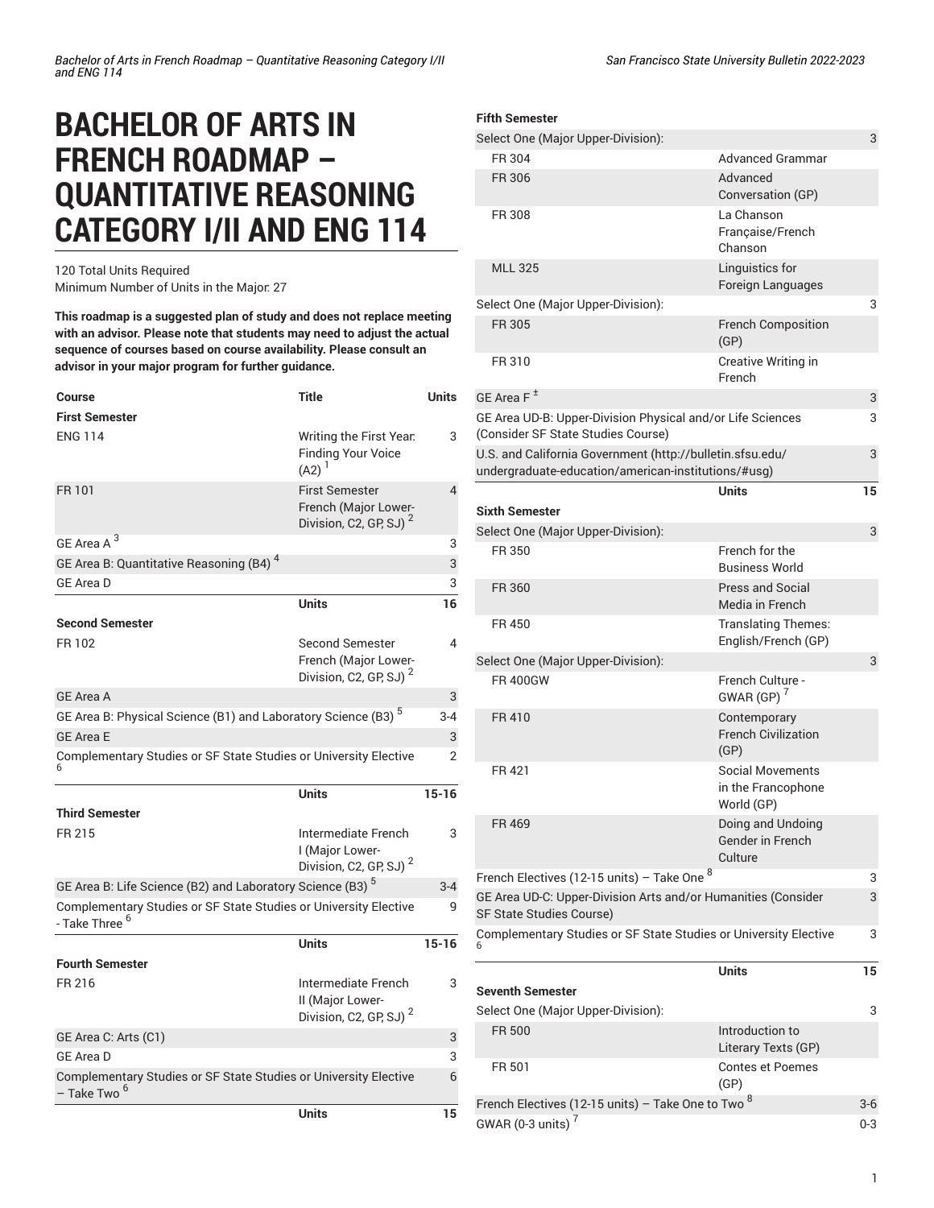# BACHELOR OF ARTS IN FRENCH ROADMAP – QUANTITATIVE REASONING CATEGORY I/II AND ENG 114

120 Total Units Required
Minimum Number of Units in the Major: 27

**This roadmap is a suggested plan of study and does not replace meeting with an advisor. Please note that students may need to adjust the actual sequence of courses based on course availability. Please consult an advisor in your major program for further guidance.**

| Course | Title | Units |
|---|---|---|
| **First Semester** | | |
| ENG 114 | Writing the First Year: Finding Your Voice (A2) [1] | 3 |
| FR 101 | First Semester French (Major Lower-Division, C2, GP, SJ) [2] | 4 |
| GE Area A [3] | | 3 |
| GE Area B: Quantitative Reasoning (B4) [4] | | 3 |
| GE Area D | | 3 |
| | **Units** | **16** |
| **Second Semester** | | |
| FR 102 | Second Semester French (Major Lower-Division, C2, GP, SJ) [2] | 4 |
| GE Area A | | 3 |
| GE Area B: Physical Science (B1) and Laboratory Science (B3) [5] | | 3-4 |
| GE Area E | | 3 |
| Complementary Studies or SF State Studies or University Elective [6] | | 2 |
| | **Units** | **15-16** |
| **Third Semester** | | |
| FR 215 | Intermediate French I (Major Lower-Division, C2, GP, SJ) [2] | 3 |
| GE Area B: Life Science (B2) and Laboratory Science (B3) [5] | | 3-4 |
| Complementary Studies or SF State Studies or University Elective - Take Three [6] | | 9 |
| | **Units** | **15-16** |
| **Fourth Semester** | | |
| FR 216 | Intermediate French II (Major Lower-Division, C2, GP, SJ) [2] | 3 |
| GE Area C: Arts (C1) | | 3 |
| GE Area D | | 3 |
| Complementary Studies or SF State Studies or University Elective – Take Two [6] | | 6 |
| | **Units** | **15** |
| **Fifth Semester** | | |
| Select One (Major Upper-Division): | | 3 |
| FR 304 | Advanced Grammar | |
| FR 306 | Advanced Conversation (GP) | |
| FR 308 | La Chanson Française/French Chanson | |
| MLL 325 | Linguistics for Foreign Languages | |
| Select One (Major Upper-Division): | | 3 |
| FR 305 | French Composition (GP) | |
| FR 310 | Creative Writing in French | |
| GE Area F ± | | 3 |
| GE Area UD-B: Upper-Division Physical and/or Life Sciences (Consider SF State Studies Course) | | 3 |
| U.S. and California Government (http://bulletin.sfsu.edu/undergraduate-education/american-institutions/#usg) | | 3 |
| | **Units** | **15** |
| **Sixth Semester** | | |
| Select One (Major Upper-Division): | | 3 |
| FR 350 | French for the Business World | |
| FR 360 | Press and Social Media in French | |
| FR 450 | Translating Themes: English/French (GP) | |
| Select One (Major Upper-Division): | | 3 |
| FR 400GW | French Culture - GWAR (GP) [7] | |
| FR 410 | Contemporary French Civilization (GP) | |
| FR 421 | Social Movements in the Francophone World (GP) | |
| FR 469 | Doing and Undoing Gender in French Culture | |
| French Electives (12-15 units) – Take One [8] | | 3 |
| GE Area UD-C: Upper-Division Arts and/or Humanities (Consider SF State Studies Course) | | 3 |
| Complementary Studies or SF State Studies or University Elective [6] | | 3 |
| | **Units** | **15** |
| **Seventh Semester** | | |
| Select One (Major Upper-Division): | | 3 |
| FR 500 | Introduction to Literary Texts (GP) | |
| FR 501 | Contes et Poemes (GP) | |
| French Electives (12-15 units) – Take One to Two [8] | | 3-6 |
| GWAR (0-3 units) [7] | | 0-3 |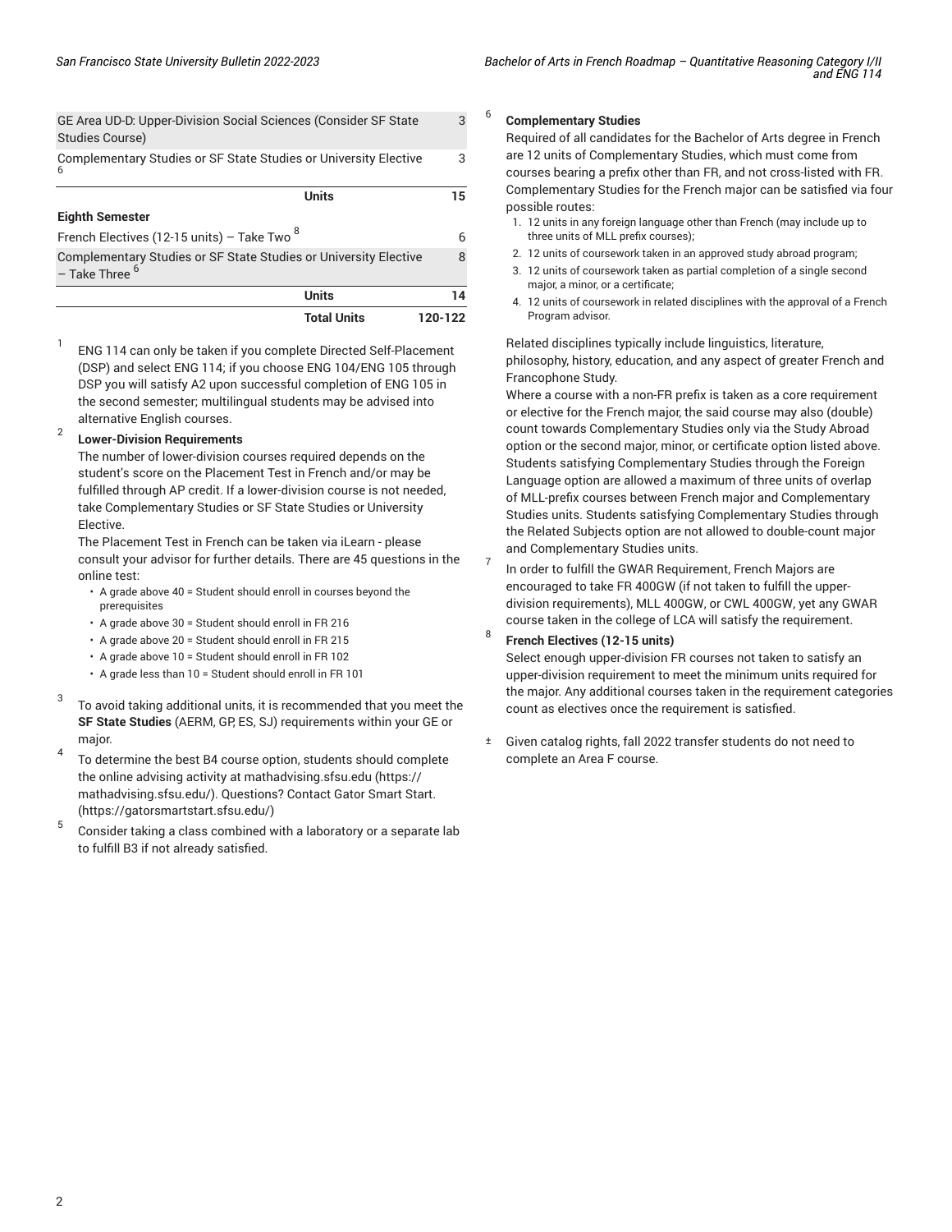| | |
|---|---|
| GE Area UD-D: Upper-Division Social Sciences (Consider SF State Studies Course) | 3 |
| Complementary Studies or SF State Studies or University Elective [6] | 3 |
| **Units** | **15** |
| **Eighth Semester** | |
| French Electives (12-15 units) – Take Two [8] | 6 |
| Complementary Studies or SF State Studies or University Elective – Take Three [6] | 8 |
| **Units** | **14** |
| **Total Units** | **120-122** |

[1] ENG 114 can only be taken if you complete Directed Self-Placement (DSP) and select ENG 114; if you choose ENG 104/ENG 105 through DSP you will satisfy A2 upon successful completion of ENG 105 in the second semester; multilingual students may be advised into alternative English courses.

[2] **Lower-Division Requirements**

The number of lower-division courses required depends on the student's score on the Placement Test in French and/or may be fulfilled through AP credit. If a lower-division course is not needed, take Complementary Studies or SF State Studies or University Elective.

The Placement Test in French can be taken via iLearn - please consult your advisor for further details. There are 45 questions in the online test:

- A grade above 40 = Student should enroll in courses beyond the prerequisites
- A grade above 30 = Student should enroll in FR 216
- A grade above 20 = Student should enroll in FR 215
- A grade above 10 = Student should enroll in FR 102
- A grade less than 10 = Student should enroll in FR 101

[3] To avoid taking additional units, it is recommended that you meet the **SF State Studies** (AERM, GP, ES, SJ) requirements within your GE or major.

[4] To determine the best B4 course option, students should complete the online advising activity at mathadvising.sfsu.edu (https://mathadvising.sfsu.edu/). Questions? Contact Gator Smart Start. (https://gatorsmartstart.sfsu.edu/)

[5] Consider taking a class combined with a laboratory or a separate lab to fulfill B3 if not already satisfied.

[6] **Complementary Studies**

Required of all candidates for the Bachelor of Arts degree in French are 12 units of Complementary Studies, which must come from courses bearing a prefix other than FR, and not cross-listed with FR. Complementary Studies for the French major can be satisfied via four possible routes:

1. 12 units in any foreign language other than French (may include up to three units of MLL prefix courses);
2. 12 units of coursework taken in an approved study abroad program;
3. 12 units of coursework taken as partial completion of a single second major, a minor, or a certificate;
4. 12 units of coursework in related disciplines with the approval of a French Program advisor.

Related disciplines typically include linguistics, literature, philosophy, history, education, and any aspect of greater French and Francophone Study.

Where a course with a non-FR prefix is taken as a core requirement or elective for the French major, the said course may also (double) count towards Complementary Studies only via the Study Abroad option or the second major, minor, or certificate option listed above. Students satisfying Complementary Studies through the Foreign Language option are allowed a maximum of three units of overlap of MLL-prefix courses between French major and Complementary Studies units. Students satisfying Complementary Studies through the Related Subjects option are not allowed to double-count major and Complementary Studies units.

[7] In order to fulfill the GWAR Requirement, French Majors are encouraged to take FR 400GW (if not taken to fulfill the upper-division requirements), MLL 400GW, or CWL 400GW, yet any GWAR course taken in the college of LCA will satisfy the requirement.

[8] **French Electives (12-15 units)**

Select enough upper-division FR courses not taken to satisfy an upper-division requirement to meet the minimum units required for the major. Any additional courses taken in the requirement categories count as electives once the requirement is satisfied.

± Given catalog rights, fall 2022 transfer students do not need to complete an Area F course.